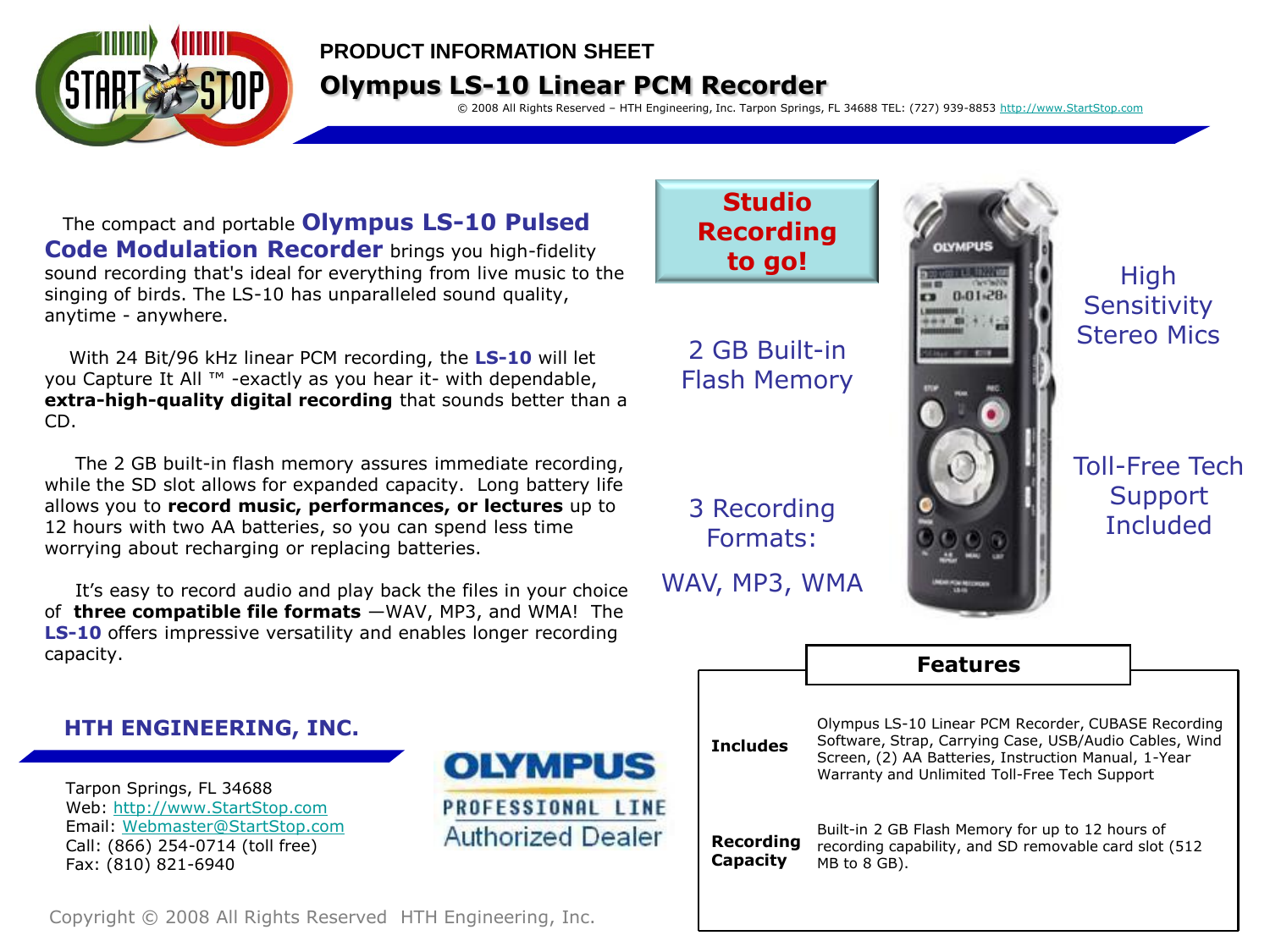PRODUCT INFORMATION SHEET

# Olympus LS-10 Linear PCM Recorder

© 2008 All Rights Reserved – HTH Engineering, Inc. Tarpon Springs, FL 34688 TEL: (727) 939-8853 http://www.StartStop.com

The compact and portable **Olympus LS-10 Pulsed Code Modulation Recorder** brings you high-fidelity sound recording that's ideal for everything from live music to the singing of birds. The LS-10 has unparalleled sound quality, anytime - anywhere.

With 24 Bit/96 kHz linear PCM recording, the **LS-10** will let you Capture It All ™ -exactly as you hear it- with dependable, **extra-high-quality digital recording** that sounds better than a CD.

The 2 GB built-in flash memory assures immediate recording, while the SD slot allows for expanded capacity. Long battery life allows you to **record music, performances, or lectures** up to 12 hours with two AA batteries, so you can spend less time worrying about recharging or replacing batteries.

It's easy to record audio and play back the files in your choice of **three compatible file formats** —WAV, MP3, and WMA! The **LS-10** offers impressive versatility and enables longer recording capacity.

**Studio Recording to go!**

2 GB Built-in Flash Memory

3 Recording Formats:

WAV, MP3, WMA

High Sensitivity Stereo Mics

Toll-Free Tech Support Included

## Features

| | |
|---|---|
| **Includes** | Olympus LS-10 Linear PCM Recorder, CUBASE Recording Software, Strap, Carrying Case, USB/Audio Cables, Wind Screen, (2) AA Batteries, Instruction Manual, 1-Year Warranty and Unlimited Toll-Free Tech Support |
| **Recording Capacity** | Built-in 2 GB Flash Memory for up to 12 hours of recording capability, and SD removable card slot (512 MB to 8 GB). |

## HTH ENGINEERING, INC.

Tarpon Springs, FL 34688
Web: http://www.StartStop.com
Email: Webmaster@StartStop.com
Call: (866) 254-0714 (toll free)
Fax: (810) 821-6940

OLYMPUS PROFESSIONAL LINE Authorized Dealer

Copyright © 2008 All Rights Reserved HTH Engineering, Inc.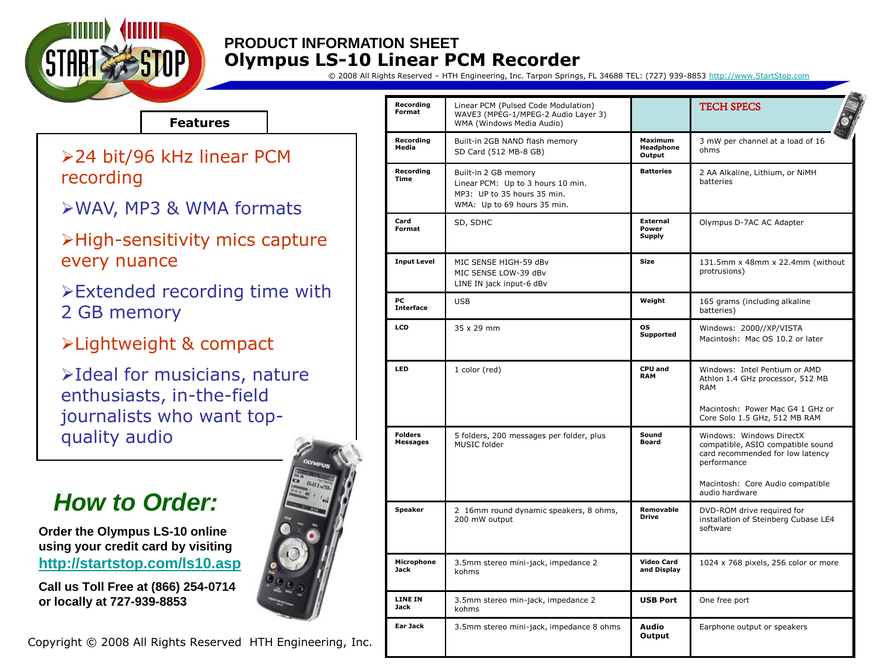PRODUCT INFORMATION SHEET

# Olympus LS-10 Linear PCM Recorder

© 2008 All Rights Reserved – HTH Engineering, Inc. Tarpon Springs, FL 34688 TEL: (727) 939-8853 http://www.StartStop.com

## Features

- 24 bit/96 kHz linear PCM recording
- WAV, MP3 & WMA formats
- High-sensitivity mics capture every nuance
- Extended recording time with 2 GB memory
- Lightweight & compact
- Ideal for musicians, nature enthusiasts, in-the-field journalists who want top-quality audio

## *How to Order:*

**Order the Olympus LS-10 online using your credit card by visiting http://startstop.com/ls10.asp**

**Call us Toll Free at (866) 254-0714 or locally at 727-939-8853**

Copyright © 2008 All Rights Reserved HTH Engineering, Inc.

| | | | TECH SPECS |
|---|---|---|---|
| **Recording Format** | Linear PCM (Pulsed Code Modulation)<br>WAVE3 (MPEG-1/MPEG-2 Audio Layer 3)<br>WMA (Windows Media Audio) | | |
| **Recording Media** | Built-in 2GB NAND flash memory<br>SD Card (512 MB-8 GB) | **Maximum Headphone Output** | 3 mW per channel at a load of 16 ohms |
| **Recording Time** | Built-in 2 GB memory<br>Linear PCM: Up to 3 hours 10 min.<br>MP3: UP to 35 hours 35 min.<br>WMA: Up to 69 hours 35 min. | **Batteries** | 2 AA Alkaline, Lithium, or NiMH batteries |
| **Card Format** | SD, SDHC | **External Power Supply** | Olympus D-7AC AC Adapter |
| **Input Level** | MIC SENSE HIGH-59 dBv<br>MIC SENSE LOW-39 dBv<br>LINE IN jack input-6 dBv | **Size** | 131.5mm x 48mm x 22.4mm (without protrusions) |
| **PC Interface** | USB | **Weight** | 165 grams (including alkaline batteries) |
| **LCD** | 35 x 29 mm | **OS Supported** | Windows: 2000//XP/VISTA<br>Macintosh: Mac OS 10.2 or later |
| **LED** | 1 color (red) | **CPU and RAM** | Windows: Intel Pentium or AMD Athlon 1.4 GHz processor, 512 MB RAM<br><br>Macintosh: Power Mac G4 1 GHz or Core Solo 1.5 GHz, 512 MB RAM |
| **Folders Messages** | 5 folders, 200 messages per folder, plus MUSIC folder | **Sound Board** | Windows: Windows DirectX compatible, ASIO compatible sound card recommended for low latency performance<br><br>Macintosh: Core Audio compatible audio hardware |
| **Speaker** | 2 16mm round dynamic speakers, 8 ohms, 200 mW output | **Removable Drive** | DVD-ROM drive required for installation of Steinberg Cubase LE4 software |
| **Microphone Jack** | 3.5mm stereo mini-jack, impedance 2 kohms | **Video Card and Display** | 1024 x 768 pixels, 256 color or more |
| **LINE IN Jack** | 3.5mm stereo min-jack, impedance 2 kohms | **USB Port** | One free port |
| **Ear Jack** | 3.5mm stereo mini-jack, impedance 8 ohms | **Audio Output** | Earphone output or speakers |